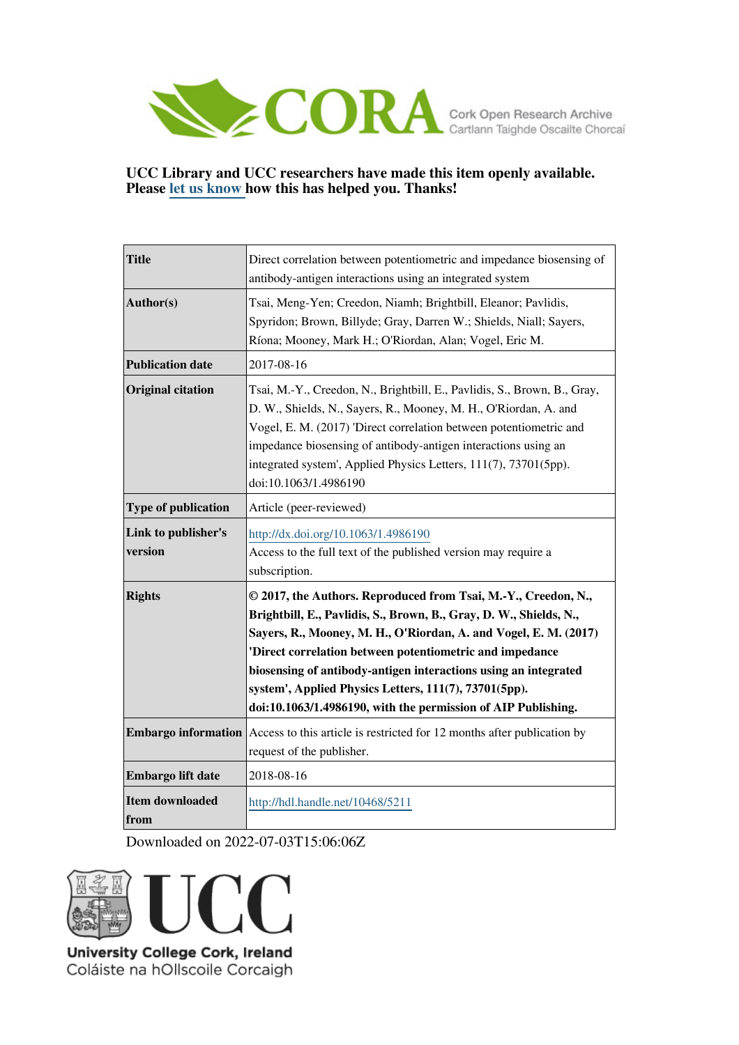**UCC Library and UCC researchers have made this item openly available. Please let us know how this has helped you. Thanks!**

| | |
|---|---|
| **Title** | Direct correlation between potentiometric and impedance biosensing of antibody-antigen interactions using an integrated system |
| **Author(s)** | Tsai, Meng-Yen; Creedon, Niamh; Brightbill, Eleanor; Pavlidis, Spyridon; Brown, Billyde; Gray, Darren W.; Shields, Niall; Sayers, Ríona; Mooney, Mark H.; O'Riordan, Alan; Vogel, Eric M. |
| **Publication date** | 2017-08-16 |
| **Original citation** | Tsai, M.-Y., Creedon, N., Brightbill, E., Pavlidis, S., Brown, B., Gray, D. W., Shields, N., Sayers, R., Mooney, M. H., O'Riordan, A. and Vogel, E. M. (2017) 'Direct correlation between potentiometric and impedance biosensing of antibody-antigen interactions using an integrated system', Applied Physics Letters, 111(7), 73701(5pp). doi:10.1063/1.4986190 |
| **Type of publication** | Article (peer-reviewed) |
| **Link to publisher's version** | http://dx.doi.org/10.1063/1.4986190 Access to the full text of the published version may require a subscription. |
| **Rights** | **© 2017, the Authors. Reproduced from Tsai, M.-Y., Creedon, N., Brightbill, E., Pavlidis, S., Brown, B., Gray, D. W., Shields, N., Sayers, R., Mooney, M. H., O'Riordan, A. and Vogel, E. M. (2017) 'Direct correlation between potentiometric and impedance biosensing of antibody-antigen interactions using an integrated system', Applied Physics Letters, 111(7), 73701(5pp). doi:10.1063/1.4986190, with the permission of AIP Publishing.** |
| **Embargo information** | Access to this article is restricted for 12 months after publication by request of the publisher. |
| **Embargo lift date** | 2018-08-16 |
| **Item downloaded from** | http://hdl.handle.net/10468/5211 |

Downloaded on 2022-07-03T15:06:06Z

University College Cork, Ireland
Coláiste na hOllscoile Corcaigh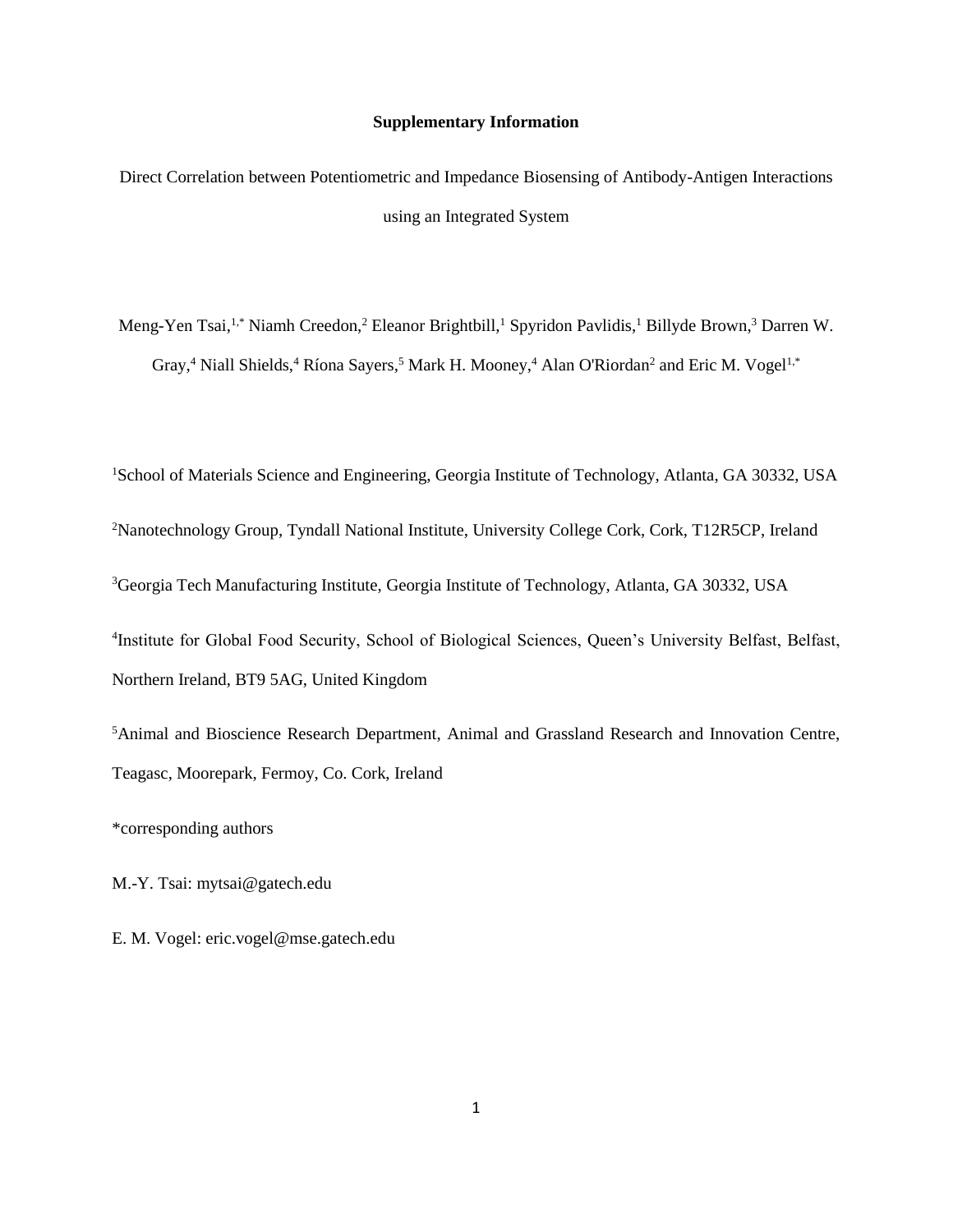**Supplementary Information**

Direct Correlation between Potentiometric and Impedance Biosensing of Antibody-Antigen Interactions using an Integrated System

Meng-Yen Tsai,[1,*] Niamh Creedon,[2] Eleanor Brightbill,[1] Spyridon Pavlidis,[1] Billyde Brown,[3] Darren W. Gray,[4] Niall Shields,[4] Ríona Sayers,[5] Mark H. Mooney,[4] Alan O'Riordan[2] and Eric M. Vogel[1,*]

[1]School of Materials Science and Engineering, Georgia Institute of Technology, Atlanta, GA 30332, USA

[2]Nanotechnology Group, Tyndall National Institute, University College Cork, Cork, T12R5CP, Ireland

[3]Georgia Tech Manufacturing Institute, Georgia Institute of Technology, Atlanta, GA 30332, USA

[4]Institute for Global Food Security, School of Biological Sciences, Queen's University Belfast, Belfast, Northern Ireland, BT9 5AG, United Kingdom

[5]Animal and Bioscience Research Department, Animal and Grassland Research and Innovation Centre, Teagasc, Moorepark, Fermoy, Co. Cork, Ireland

*corresponding authors

M.-Y. Tsai: mytsai@gatech.edu

E. M. Vogel: eric.vogel@mse.gatech.edu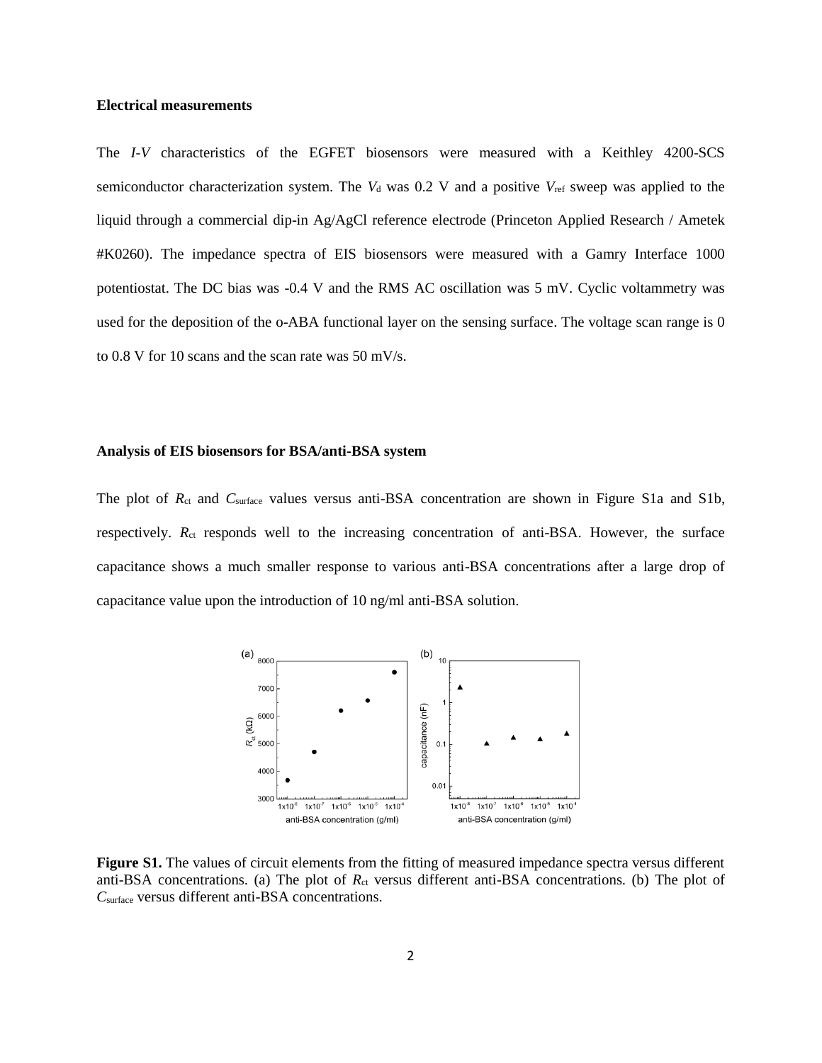### Electrical measurements

The *I-V* characteristics of the EGFET biosensors were measured with a Keithley 4200-SCS semiconductor characterization system. The $V_d$ was 0.2 V and a positive $V_{ref}$ sweep was applied to the liquid through a commercial dip-in Ag/AgCl reference electrode (Princeton Applied Research / Ametek #K0260). The impedance spectra of EIS biosensors were measured with a Gamry Interface 1000 potentiostat. The DC bias was -0.4 V and the RMS AC oscillation was 5 mV. Cyclic voltammetry was used for the deposition of the o-ABA functional layer on the sensing surface. The voltage scan range is 0 to 0.8 V for 10 scans and the scan rate was 50 mV/s.

### Analysis of EIS biosensors for BSA/anti-BSA system

The plot of $R_{ct}$ and $C_{surface}$ values versus anti-BSA concentration are shown in Figure S1a and S1b, respectively. $R_{ct}$ responds well to the increasing concentration of anti-BSA. However, the surface capacitance shows a much smaller response to various anti-BSA concentrations after a large drop of capacitance value upon the introduction of 10 ng/ml anti-BSA solution.

**Figure S1.** The values of circuit elements from the fitting of measured impedance spectra versus different anti-BSA concentrations. (a) The plot of $R_{ct}$ versus different anti-BSA concentrations. (b) The plot of $C_{surface}$ versus different anti-BSA concentrations.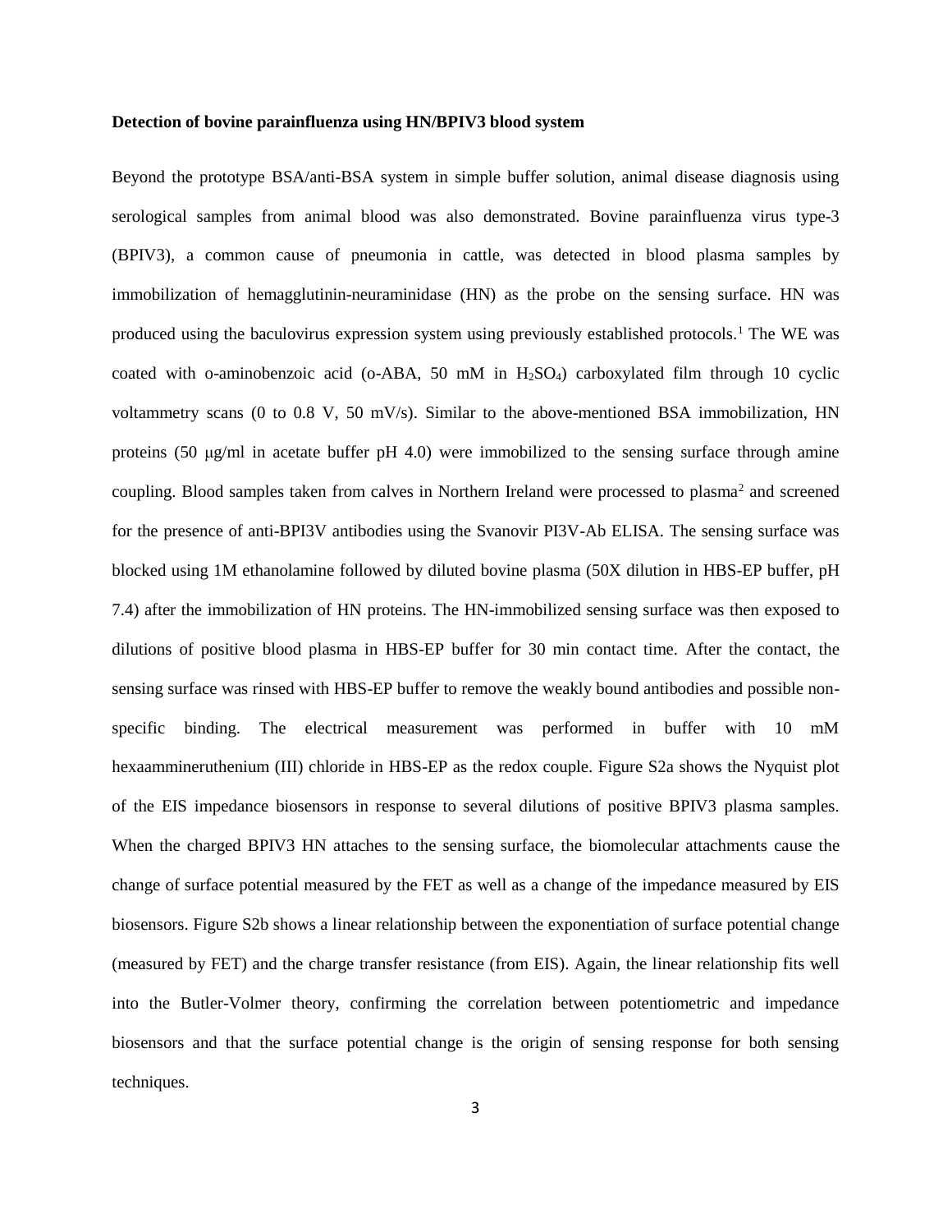**Detection of bovine parainfluenza using HN/BPIV3 blood system**

Beyond the prototype BSA/anti-BSA system in simple buffer solution, animal disease diagnosis using serological samples from animal blood was also demonstrated. Bovine parainfluenza virus type-3 (BPIV3), a common cause of pneumonia in cattle, was detected in blood plasma samples by immobilization of hemagglutinin-neuraminidase (HN) as the probe on the sensing surface. HN was produced using the baculovirus expression system using previously established protocols.[1] The WE was coated with o-aminobenzoic acid (o-ABA, 50 mM in $H_2SO_4$) carboxylated film through 10 cyclic voltammetry scans (0 to 0.8 V, 50 mV/s). Similar to the above-mentioned BSA immobilization, HN proteins (50 μg/ml in acetate buffer pH 4.0) were immobilized to the sensing surface through amine coupling. Blood samples taken from calves in Northern Ireland were processed to plasma[2] and screened for the presence of anti-BPI3V antibodies using the Svanovir PI3V-Ab ELISA. The sensing surface was blocked using 1M ethanolamine followed by diluted bovine plasma (50X dilution in HBS-EP buffer, pH 7.4) after the immobilization of HN proteins. The HN-immobilized sensing surface was then exposed to dilutions of positive blood plasma in HBS-EP buffer for 30 min contact time. After the contact, the sensing surface was rinsed with HBS-EP buffer to remove the weakly bound antibodies and possible non-specific binding. The electrical measurement was performed in buffer with 10 mM hexaammineruthenium (III) chloride in HBS-EP as the redox couple. Figure S2a shows the Nyquist plot of the EIS impedance biosensors in response to several dilutions of positive BPIV3 plasma samples. When the charged BPIV3 HN attaches to the sensing surface, the biomolecular attachments cause the change of surface potential measured by the FET as well as a change of the impedance measured by EIS biosensors. Figure S2b shows a linear relationship between the exponentiation of surface potential change (measured by FET) and the charge transfer resistance (from EIS). Again, the linear relationship fits well into the Butler-Volmer theory, confirming the correlation between potentiometric and impedance biosensors and that the surface potential change is the origin of sensing response for both sensing techniques.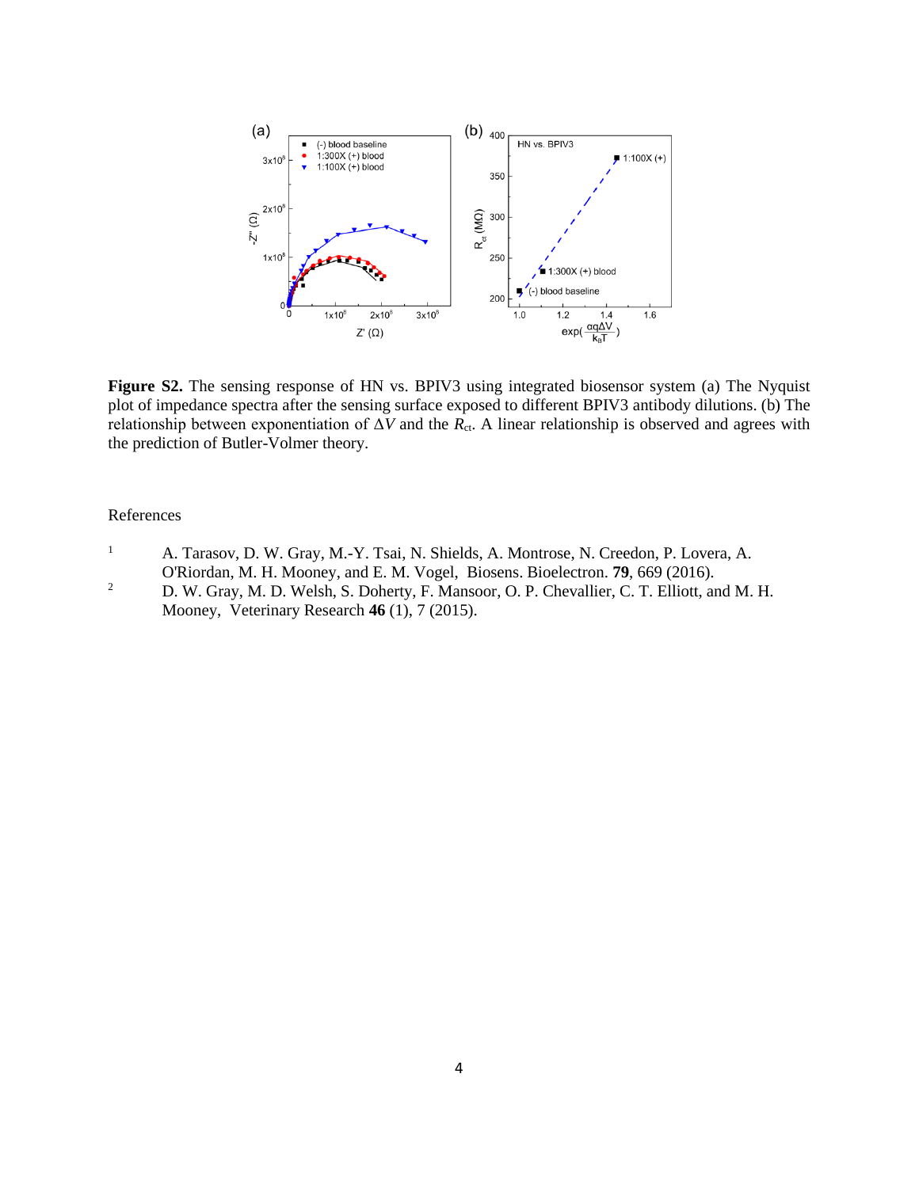(a)

-Z'' (Ω)

3x10^8

2x10^8

1x10^8

0

0

1x10^8

2x10^8

3x10^8

Z' (Ω)

(-) blood baseline

1:300X (+) blood

1:100X (+) blood

(b)

HN vs. BPIV3

$R_{ct}$ (MΩ)

400

350

300

250

200

1.0

1.2

1.4

1.6

$\exp(\frac{\alpha q \Delta V}{k_B T})$

1:100X (+)

1:300X (+) blood

(-) blood baseline

**Figure S2.** The sensing response of HN vs. BPIV3 using integrated biosensor system (a) The Nyquist plot of impedance spectra after the sensing surface exposed to different BPIV3 antibody dilutions. (b) The relationship between exponentiation of $\Delta V$ and the $R_{ct}$. A linear relationship is observed and agrees with the prediction of Butler-Volmer theory.

References

[1] A. Tarasov, D. W. Gray, M.-Y. Tsai, N. Shields, A. Montrose, N. Creedon, P. Lovera, A. O'Riordan, M. H. Mooney, and E. M. Vogel, Biosens. Bioelectron. **79**, 669 (2016).

[2] D. W. Gray, M. D. Welsh, S. Doherty, F. Mansoor, O. P. Chevallier, C. T. Elliott, and M. H. Mooney, Veterinary Research **46** (1), 7 (2015).